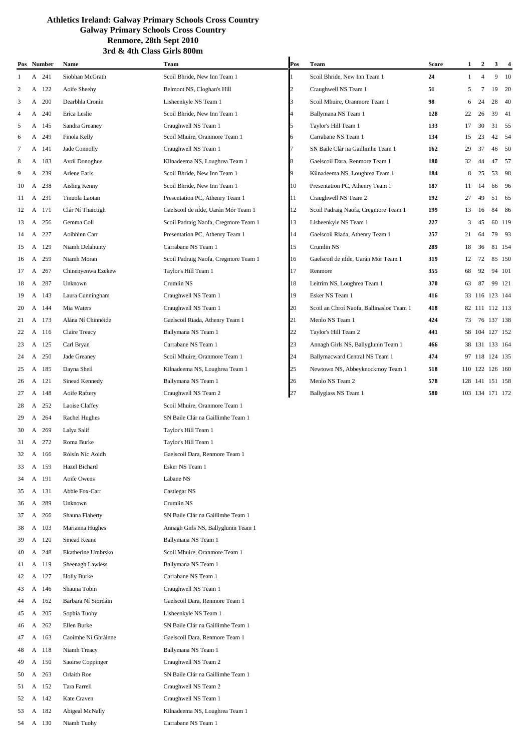# Athletics Ireland: Galway Primary Schools Cross Country

## Galway Primary Schools Cross Country

## Renmore, 28th Sept 2010

## 3rd & 4th Class Girls 800m

| Pos | Number | Name | Team |
|---|---|---|---|
| 1 | A 241 | Siobhan McGrath | Scoil Bhride, New Inn Team 1 |
| 2 | A 122 | Aoife Sheehy | Belmont NS, Cloghan's Hill |
| 3 | A 200 | Dearbhla Cronin | Lisheenkyle NS Team 1 |
| 4 | A 240 | Erica Leslie | Scoil Bhride, New Inn Team 1 |
| 5 | A 145 | Sandra Greaney | Craughwell NS Team 1 |
| 6 | A 249 | Finola Kelly | Scoil Mhuire, Oranmore Team 1 |
| 7 | A 141 | Jade Connolly | Craughwell NS Team 1 |
| 8 | A 183 | Avril Donoghue | Kilnadeema NS, Loughrea Team 1 |
| 9 | A 239 | Arlene Earls | Scoil Bhride, New Inn Team 1 |
| 10 | A 238 | Aisling Kenny | Scoil Bhride, New Inn Team 1 |
| 11 | A 231 | Tinuola Laotan | Presentation PC, Athenry Team 1 |
| 12 | A 171 | Clár Ní Thaictigh | Gaelscoil de nÍde, Uarán Mór Team 1 |
| 13 | A 256 | Gemma Coll | Scoil Padraig Naofa, Cregmore Team 1 |
| 14 | A 227 | Aoibhinn Carr | Presentation PC, Athenry Team 1 |
| 15 | A 129 | Niamh Delahunty | Carrabane NS Team 1 |
| 16 | A 259 | Niamh Moran | Scoil Padraig Naofa, Cregmore Team 1 |
| 17 | A 267 | Chinenyenwa Ezekew | Taylor's Hill Team 1 |
| 18 | A 287 | Unknown | Crumlin NS |
| 19 | A 143 | Laura Cunningham | Craughwell NS Team 1 |
| 20 | A 144 | Mia Waters | Craughwell NS Team 1 |
| 21 | A 173 | Alána Ní Chinnéide | Gaelscoil Riada, Athenry Team 1 |
| 22 | A 116 | Claire Treacy | Ballymana NS Team 1 |
| 23 | A 125 | Carl Bryan | Carrabane NS Team 1 |
| 24 | A 250 | Jade Greaney | Scoil Mhuire, Oranmore Team 1 |
| 25 | A 185 | Dayna Sheil | Kilnadeema NS, Loughrea Team 1 |
| 26 | A 121 | Sinead Kennedy | Ballymana NS Team 1 |
| 27 | A 148 | Aoife Raftery | Craughwell NS Team 2 |
| 28 | A 252 | Laoise Claffey | Scoil Mhuire, Oranmore Team 1 |
| 29 | A 264 | Rachel Hughes | SN Baile Clár na Gaillimhe Team 1 |
| 30 | A 269 | Lalya Salif | Taylor's Hill Team 1 |
| 31 | A 272 | Roma Burke | Taylor's Hill Team 1 |
| 32 | A 166 | Róisín Níc Aoidh | Gaelscoil Dara, Renmore Team 1 |
| 33 | A 159 | Hazel Bichard | Esker NS Team 1 |
| 34 | A 191 | Aoife Owens | Labane NS |
| 35 | A 131 | Abbie Fox-Carr | Castlegar NS |
| 36 | A 289 | Unknown | Crumlin NS |
| 37 | A 266 | Shauna Flaherty | SN Baile Clár na Gaillimhe Team 1 |
| 38 | A 103 | Marianna Hughes | Annagh Girls NS, Ballyglunin Team 1 |
| 39 | A 120 | Sinead Keane | Ballymana NS Team 1 |
| 40 | A 248 | Ekatherine Umbrsko | Scoil Mhuire, Oranmore Team 1 |
| 41 | A 119 | Sheenagh Lawless | Ballymana NS Team 1 |
| 42 | A 127 | Holly Burke | Carrabane NS Team 1 |
| 43 | A 146 | Shauna Tobin | Craughwell NS Team 1 |
| 44 | A 162 | Barbara Ní Síordáin | Gaelscoil Dara, Renmore Team 1 |
| 45 | A 205 | Sophia Tuohy | Lisheenkyle NS Team 1 |
| 46 | A 262 | Ellen Burke | SN Baile Clár na Gaillimhe Team 1 |
| 47 | A 163 | Caoimhe Ní Ghráinne | Gaelscoil Dara, Renmore Team 1 |
| 48 | A 118 | Niamh Treacy | Ballymana NS Team 1 |
| 49 | A 150 | Saoirse Coppinger | Craughwell NS Team 2 |
| 50 | A 263 | Orlaith Roe | SN Baile Clár na Gaillimhe Team 1 |
| 51 | A 152 | Tara Farrell | Craughwell NS Team 2 |
| 52 | A 142 | Kate Craven | Craughwell NS Team 1 |
| 53 | A 182 | Abigeal McNally | Kilnadeema NS, Loughrea Team 1 |
| 54 | A 130 | Niamh Tuohy | Carrabane NS Team 1 |

| Pos | Team | Score | 1 | 2 | 3 | 4 |
|---|---|---|---|---|---|---|
| 1 | Scoil Bhride, New Inn Team 1 | **24** | 1 | 4 | 9 | 10 |
| 2 | Craughwell NS Team 1 | **51** | 5 | 7 | 19 | 20 |
| 3 | Scoil Mhuire, Oranmore Team 1 | **98** | 6 | 24 | 28 | 40 |
| 4 | Ballymana NS Team 1 | **128** | 22 | 26 | 39 | 41 |
| 5 | Taylor's Hill Team 1 | **133** | 17 | 30 | 31 | 55 |
| 6 | Carrabane NS Team 1 | **134** | 15 | 23 | 42 | 54 |
| 7 | SN Baile Clár na Gaillimhe Team 1 | **162** | 29 | 37 | 46 | 50 |
| 8 | Gaelscoil Dara, Renmore Team 1 | **180** | 32 | 44 | 47 | 57 |
| 9 | Kilnadeema NS, Loughrea Team 1 | **184** | 8 | 25 | 53 | 98 |
| 10 | Presentation PC, Athenry Team 1 | **187** | 11 | 14 | 66 | 96 |
| 11 | Craughwell NS Team 2 | **192** | 27 | 49 | 51 | 65 |
| 12 | Scoil Padraig Naofa, Cregmore Team 1 | **199** | 13 | 16 | 84 | 86 |
| 13 | Lisheenkyle NS Team 1 | **227** | 3 | 45 | 60 | 119 |
| 14 | Gaelscoil Riada, Athenry Team 1 | **257** | 21 | 64 | 79 | 93 |
| 15 | Crumlin NS | **289** | 18 | 36 | 81 | 154 |
| 16 | Gaelscoil de nÍde, Uarán Mór Team 1 | **319** | 12 | 72 | 85 | 150 |
| 17 | Renmore | **355** | 68 | 92 | 94 | 101 |
| 18 | Leitrim NS, Loughrea Team 1 | **370** | 63 | 87 | 99 | 121 |
| 19 | Esker NS Team 1 | **416** | 33 | 116 | 123 | 144 |
| 20 | Scoil an Chroí Naofa, Ballinasloe Team 1 | **418** | 82 | 111 | 112 | 113 |
| 21 | Menlo NS Team 1 | **424** | 73 | 76 | 137 | 138 |
| 22 | Taylor's Hill Team 2 | **441** | 58 | 104 | 127 | 152 |
| 23 | Annagh Girls NS, Ballyglunin Team 1 | **466** | 38 | 131 | 133 | 164 |
| 24 | Ballymacward Central NS Team 1 | **474** | 97 | 118 | 124 | 135 |
| 25 | Newtown NS, Abbeyknockmoy Team 1 | **518** | 110 | 122 | 126 | 160 |
| 26 | Menlo NS Team 2 | **578** | 128 | 141 | 151 | 158 |
| 27 | Ballyglass NS Team 1 | **580** | 103 | 134 | 171 | 172 |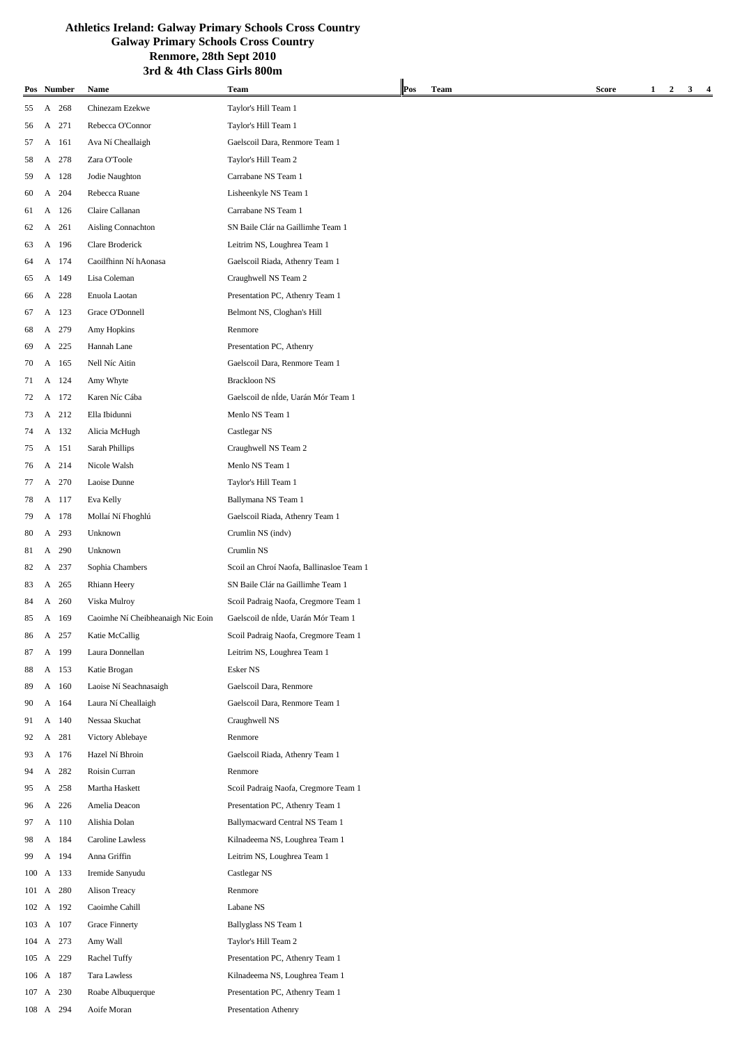# Athletics Ireland: Galway Primary Schools Cross Country

## Galway Primary Schools Cross Country

## Renmore, 28th Sept 2010

## 3rd & 4th Class Girls 800m

| Pos | Number | Name | Team |
|---|---|---|---|
| 55 | A 268 | Chinezam Ezekwe | Taylor's Hill Team 1 |
| 56 | A 271 | Rebecca O'Connor | Taylor's Hill Team 1 |
| 57 | A 161 | Ava Ní Cheallaigh | Gaelscoil Dara, Renmore Team 1 |
| 58 | A 278 | Zara O'Toole | Taylor's Hill Team 2 |
| 59 | A 128 | Jodie Naughton | Carrabane NS Team 1 |
| 60 | A 204 | Rebecca Ruane | Lisheenkyle NS Team 1 |
| 61 | A 126 | Claire Callanan | Carrabane NS Team 1 |
| 62 | A 261 | Aisling Connachton | SN Baile Clár na Gaillimhe Team 1 |
| 63 | A 196 | Clare Broderick | Leitrim NS, Loughrea Team 1 |
| 64 | A 174 | Caoilfhinn Ní hAonasa | Gaelscoil Riada, Athenry Team 1 |
| 65 | A 149 | Lisa Coleman | Craughwell NS Team 2 |
| 66 | A 228 | Enuola Laotan | Presentation PC, Athenry Team 1 |
| 67 | A 123 | Grace O'Donnell | Belmont NS, Cloghan's Hill |
| 68 | A 279 | Amy Hopkins | Renmore |
| 69 | A 225 | Hannah Lane | Presentation PC, Athenry |
| 70 | A 165 | Nell Níc Aitin | Gaelscoil Dara, Renmore Team 1 |
| 71 | A 124 | Amy Whyte | Brackloon NS |
| 72 | A 172 | Karen Níc Cába | Gaelscoil de nÍde, Uarán Mór Team 1 |
| 73 | A 212 | Ella Ibidunni | Menlo NS Team 1 |
| 74 | A 132 | Alicia McHugh | Castlegar NS |
| 75 | A 151 | Sarah Phillips | Craughwell NS Team 2 |
| 76 | A 214 | Nicole Walsh | Menlo NS Team 1 |
| 77 | A 270 | Laoise Dunne | Taylor's Hill Team 1 |
| 78 | A 117 | Eva Kelly | Ballymana NS Team 1 |
| 79 | A 178 | Mollaí Ní Fhoghlú | Gaelscoil Riada, Athenry Team 1 |
| 80 | A 293 | Unknown | Crumlin NS (indv) |
| 81 | A 290 | Unknown | Crumlin NS |
| 82 | A 237 | Sophia Chambers | Scoil an Chroí Naofa, Ballinasloe Team 1 |
| 83 | A 265 | Rhiann Heery | SN Baile Clár na Gaillimhe Team 1 |
| 84 | A 260 | Viska Mulroy | Scoil Padraig Naofa, Cregmore Team 1 |
| 85 | A 169 | Caoimhe Ní Cheibheanaigh Nic Eoin | Gaelscoil de nÍde, Uarán Mór Team 1 |
| 86 | A 257 | Katie McCallig | Scoil Padraig Naofa, Cregmore Team 1 |
| 87 | A 199 | Laura Donnellan | Leitrim NS, Loughrea Team 1 |
| 88 | A 153 | Katie Brogan | Esker NS |
| 89 | A 160 | Laoise Ní Seachnasaigh | Gaelscoil Dara, Renmore |
| 90 | A 164 | Laura Ní Cheallaigh | Gaelscoil Dara, Renmore Team 1 |
| 91 | A 140 | Nessaa Skuchat | Craughwell NS |
| 92 | A 281 | Victory Ablebaye | Renmore |
| 93 | A 176 | Hazel Ní Bhroin | Gaelscoil Riada, Athenry Team 1 |
| 94 | A 282 | Roisin Curran | Renmore |
| 95 | A 258 | Martha Haskett | Scoil Padraig Naofa, Cregmore Team 1 |
| 96 | A 226 | Amelia Deacon | Presentation PC, Athenry Team 1 |
| 97 | A 110 | Alishia Dolan | Ballymacward Central NS Team 1 |
| 98 | A 184 | Caroline Lawless | Kilnadeema NS, Loughrea Team 1 |
| 99 | A 194 | Anna Griffin | Leitrim NS, Loughrea Team 1 |
| 100 | A 133 | Iremide Sanyudu | Castlegar NS |
| 101 | A 280 | Alison Treacy | Renmore |
| 102 | A 192 | Caoimhe Cahill | Labane NS |
| 103 | A 107 | Grace Finnerty | Ballyglass NS Team 1 |
| 104 | A 273 | Amy Wall | Taylor's Hill Team 2 |
| 105 | A 229 | Rachel Tuffy | Presentation PC, Athenry Team 1 |
| 106 | A 187 | Tara Lawless | Kilnadeema NS, Loughrea Team 1 |
| 107 | A 230 | Roabe Albuquerque | Presentation PC, Athenry Team 1 |
| 108 | A 294 | Aoife Moran | Presentation Athenry |

| Pos | Team | Score | 1 | 2 | 3 | 4 |
|---|---|---|---|---|---|---|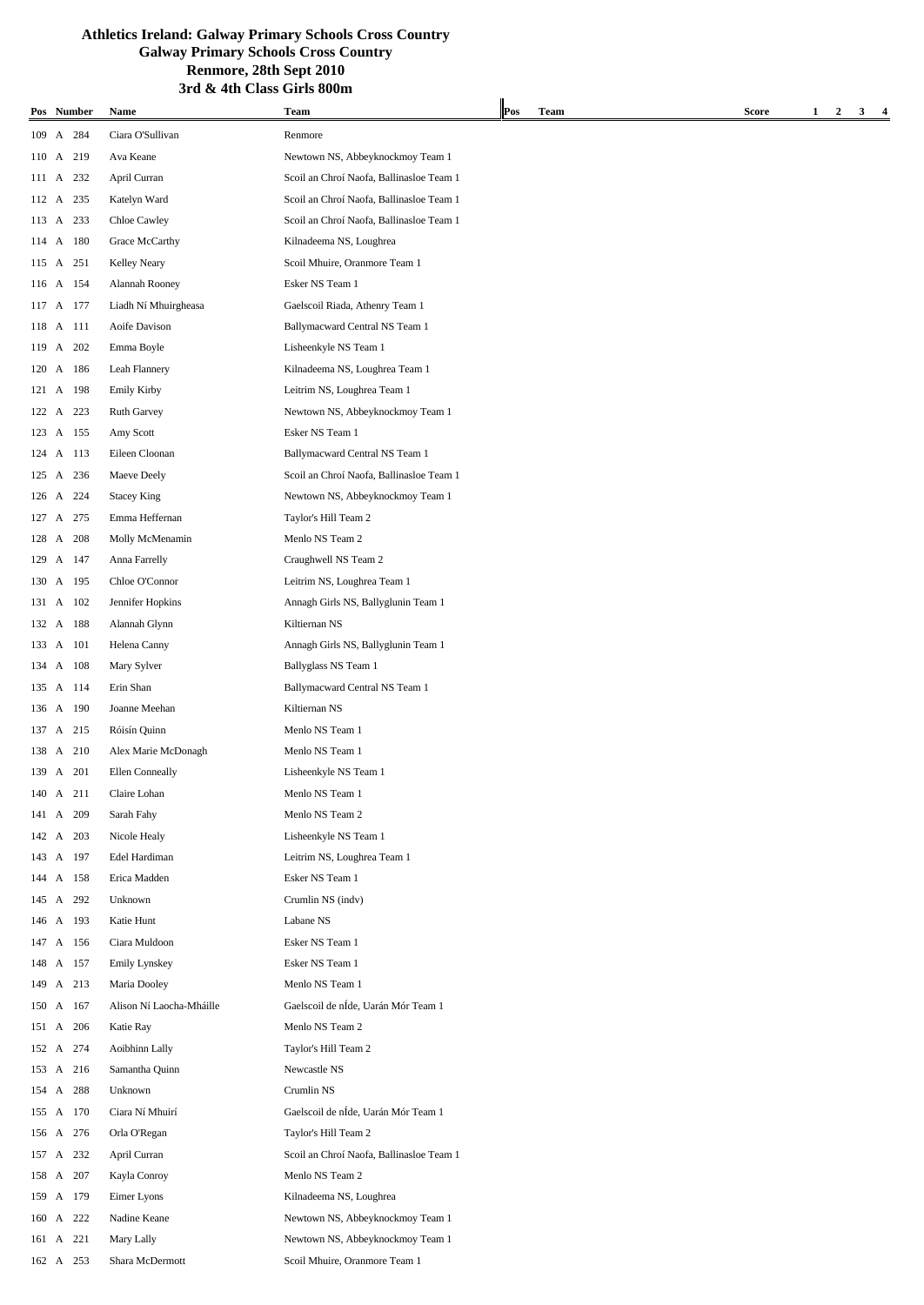# Athletics Ireland: Galway Primary Schools Cross Country

## Galway Primary Schools Cross Country

### Renmore, 28th Sept 2010

### 3rd & 4th Class Girls 800m

| Pos | Number | Name | Team |
|---|---|---|---|
| 109 | A 284 | Ciara O'Sullivan | Renmore |
| 110 | A 219 | Ava Keane | Newtown NS, Abbeyknockmoy Team 1 |
| 111 | A 232 | April Curran | Scoil an Chroí Naofa, Ballinasloe Team 1 |
| 112 | A 235 | Katelyn Ward | Scoil an Chroí Naofa, Ballinasloe Team 1 |
| 113 | A 233 | Chloe Cawley | Scoil an Chroí Naofa, Ballinasloe Team 1 |
| 114 | A 180 | Grace McCarthy | Kilnadeema NS, Loughrea |
| 115 | A 251 | Kelley Neary | Scoil Mhuire, Oranmore Team 1 |
| 116 | A 154 | Alannah Rooney | Esker NS Team 1 |
| 117 | A 177 | Liadh Ní Mhuirgheasa | Gaelscoil Riada, Athenry Team 1 |
| 118 | A 111 | Aoife Davison | Ballymacward Central NS Team 1 |
| 119 | A 202 | Emma Boyle | Lisheenkyle NS Team 1 |
| 120 | A 186 | Leah Flannery | Kilnadeema NS, Loughrea Team 1 |
| 121 | A 198 | Emily Kirby | Leitrim NS, Loughrea Team 1 |
| 122 | A 223 | Ruth Garvey | Newtown NS, Abbeyknockmoy Team 1 |
| 123 | A 155 | Amy Scott | Esker NS Team 1 |
| 124 | A 113 | Eileen Cloonan | Ballymacward Central NS Team 1 |
| 125 | A 236 | Maeve Deely | Scoil an Chroí Naofa, Ballinasloe Team 1 |
| 126 | A 224 | Stacey King | Newtown NS, Abbeyknockmoy Team 1 |
| 127 | A 275 | Emma Heffernan | Taylor's Hill Team 2 |
| 128 | A 208 | Molly McMenamin | Menlo NS Team 2 |
| 129 | A 147 | Anna Farrelly | Craughwell NS Team 2 |
| 130 | A 195 | Chloe O'Connor | Leitrim NS, Loughrea Team 1 |
| 131 | A 102 | Jennifer Hopkins | Annagh Girls NS, Ballyglunin Team 1 |
| 132 | A 188 | Alannah Glynn | Kiltiernan NS |
| 133 | A 101 | Helena Canny | Annagh Girls NS, Ballyglunin Team 1 |
| 134 | A 108 | Mary Sylver | Ballyglass NS Team 1 |
| 135 | A 114 | Erin Shan | Ballymacward Central NS Team 1 |
| 136 | A 190 | Joanne Meehan | Kiltiernan NS |
| 137 | A 215 | Róisín Quinn | Menlo NS Team 1 |
| 138 | A 210 | Alex Marie McDonagh | Menlo NS Team 1 |
| 139 | A 201 | Ellen Conneally | Lisheenkyle NS Team 1 |
| 140 | A 211 | Claire Lohan | Menlo NS Team 1 |
| 141 | A 209 | Sarah Fahy | Menlo NS Team 2 |
| 142 | A 203 | Nicole Healy | Lisheenkyle NS Team 1 |
| 143 | A 197 | Edel Hardiman | Leitrim NS, Loughrea Team 1 |
| 144 | A 158 | Erica Madden | Esker NS Team 1 |
| 145 | A 292 | Unknown | Crumlin NS (indv) |
| 146 | A 193 | Katie Hunt | Labane NS |
| 147 | A 156 | Ciara Muldoon | Esker NS Team 1 |
| 148 | A 157 | Emily Lynskey | Esker NS Team 1 |
| 149 | A 213 | Maria Dooley | Menlo NS Team 1 |
| 150 | A 167 | Alison Ní Laocha-Mháille | Gaelscoil de nÍde, Uarán Mór Team 1 |
| 151 | A 206 | Katie Ray | Menlo NS Team 2 |
| 152 | A 274 | Aoibhinn Lally | Taylor's Hill Team 2 |
| 153 | A 216 | Samantha Quinn | Newcastle NS |
| 154 | A 288 | Unknown | Crumlin NS |
| 155 | A 170 | Ciara Ní Mhuirí | Gaelscoil de nÍde, Uarán Mór Team 1 |
| 156 | A 276 | Orla O'Regan | Taylor's Hill Team 2 |
| 157 | A 232 | April Curran | Scoil an Chroí Naofa, Ballinasloe Team 1 |
| 158 | A 207 | Kayla Conroy | Menlo NS Team 2 |
| 159 | A 179 | Eimer Lyons | Kilnadeema NS, Loughrea |
| 160 | A 222 | Nadine Keane | Newtown NS, Abbeyknockmoy Team 1 |
| 161 | A 221 | Mary Lally | Newtown NS, Abbeyknockmoy Team 1 |
| 162 | A 253 | Shara McDermott | Scoil Mhuire, Oranmore Team 1 |

| Pos | Team | Score | 1 | 2 | 3 | 4 |
|---|---|---|---|---|---|---|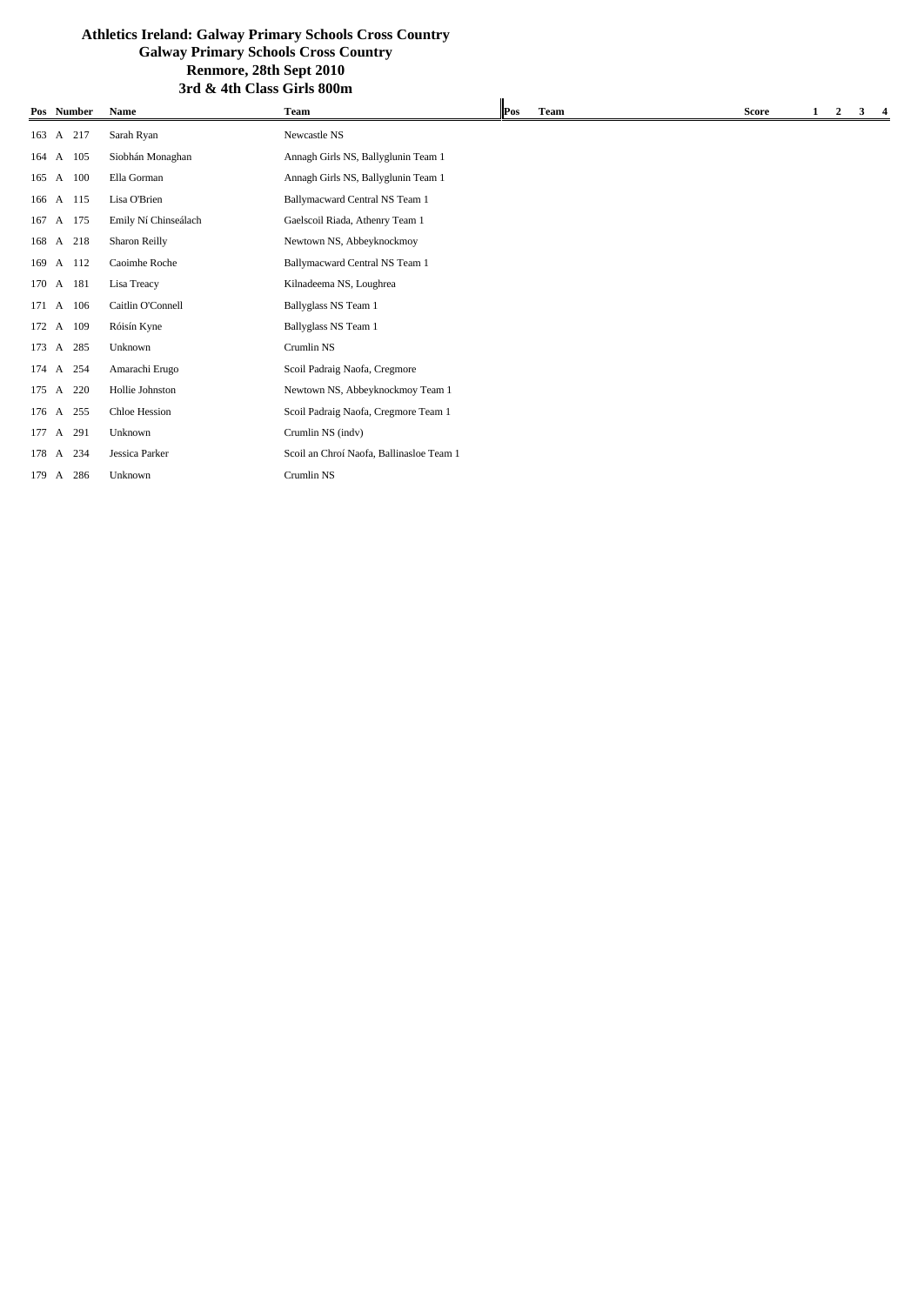**Athletics Ireland: Galway Primary Schools Cross Country**
**Galway Primary Schools Cross Country**
**Renmore, 28th Sept 2010**
**3rd & 4th Class Girls 800m**

| Pos | Number | Name | Team | Pos | Team | Score | 1 | 2 | 3 | 4 |
|---|---|---|---|---|---|---|---|---|---|---|
| 163 | A 217 | Sarah Ryan | Newcastle NS | | | | | | | |
| 164 | A 105 | Siobhán Monaghan | Annagh Girls NS, Ballyglunin Team 1 | | | | | | | |
| 165 | A 100 | Ella Gorman | Annagh Girls NS, Ballyglunin Team 1 | | | | | | | |
| 166 | A 115 | Lisa O'Brien | Ballymacward Central NS Team 1 | | | | | | | |
| 167 | A 175 | Emily Ní Chinseálach | Gaelscoil Riada, Athenry Team 1 | | | | | | | |
| 168 | A 218 | Sharon Reilly | Newtown NS, Abbeyknockmoy | | | | | | | |
| 169 | A 112 | Caoimhe Roche | Ballymacward Central NS Team 1 | | | | | | | |
| 170 | A 181 | Lisa Treacy | Kilnadeema NS, Loughrea | | | | | | | |
| 171 | A 106 | Caitlin O'Connell | Ballyglass NS Team 1 | | | | | | | |
| 172 | A 109 | Róisín Kyne | Ballyglass NS Team 1 | | | | | | | |
| 173 | A 285 | Unknown | Crumlin NS | | | | | | | |
| 174 | A 254 | Amarachi Erugo | Scoil Padraig Naofa, Cregmore | | | | | | | |
| 175 | A 220 | Hollie Johnston | Newtown NS, Abbeyknockmoy Team 1 | | | | | | | |
| 176 | A 255 | Chloe Hession | Scoil Padraig Naofa, Cregmore Team 1 | | | | | | | |
| 177 | A 291 | Unknown | Crumlin NS (indv) | | | | | | | |
| 178 | A 234 | Jessica Parker | Scoil an Chroí Naofa, Ballinasloe Team 1 | | | | | | | |
| 179 | A 286 | Unknown | Crumlin NS | | | | | | | |